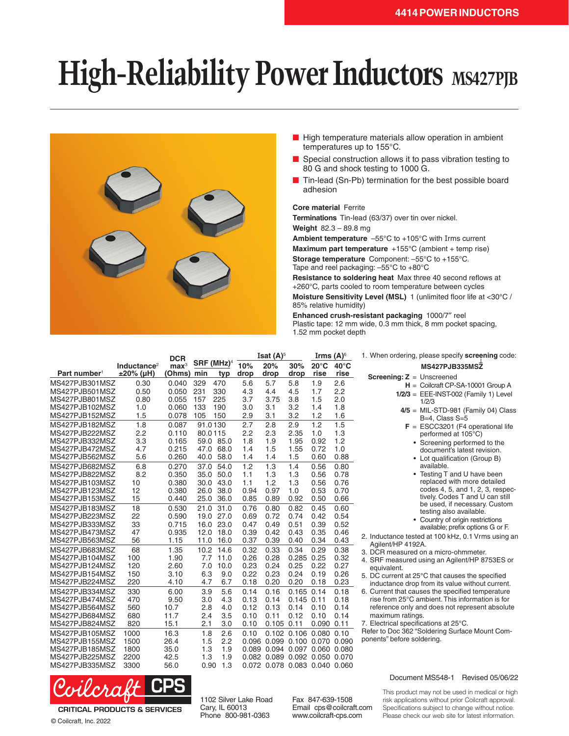4414 POWER INDUCTORS

# High-Reliability Power Inductors MS427PJB

- High temperature materials allow operation in ambient temperatures up to 155°C.
- Special construction allows it to pass vibration testing to 80 G and shock testing to 1000 G.
- Tin-lead (Sn-Pb) termination for the best possible board adhesion

**Core material** Ferrite
**Terminations** Tin-lead (63/37) over tin over nickel.
**Weight** 82.3 – 89.8 mg
**Ambient temperature** –55°C to +105°C with Irms current
**Maximum part temperature** +155°C (ambient + temp rise)
**Storage temperature** Component: –55°C to +155°C. Tape and reel packaging: –55°C to +80°C
**Resistance to soldering heat** Max three 40 second reflows at +260°C, parts cooled to room temperature between cycles
**Moisture Sensitivity Level (MSL)** 1 (unlimited floor life at <30°C / 85% relative humidity)
**Enhanced crush-resistant packaging** 1000/7″ reel
Plastic tape: 12 mm wide, 0.3 mm thick, 8 mm pocket spacing, 1.52 mm pocket depth

| Part number[1] | Inductance[2] ±20% (µH) | DCR max[3] (Ohms) | SRF (MHz)[4] min | SRF (MHz)[4] typ | Isat (A)[5] 10% drop | Isat (A)[5] 20% drop | Isat (A)[5] 30% drop | Irms (A)[6] 20°C rise | Irms (A)[6] 40°C rise |
|---|---|---|---|---|---|---|---|---|---|
| MS427PJB301MSZ | 0.30 | 0.040 | 329 | 470 | 5.6 | 5.7 | 5.8 | 1.9 | 2.6 |
| MS427PJB501MSZ | 0.50 | 0.050 | 231 | 330 | 4.3 | 4.4 | 4.5 | 1.7 | 2.2 |
| MS427PJB801MSZ | 0.80 | 0.055 | 157 | 225 | 3.7 | 3.75 | 3.8 | 1.5 | 2.0 |
| MS427PJB102MSZ | 1.0 | 0.060 | 133 | 190 | 3.0 | 3.1 | 3.2 | 1.4 | 1.8 |
| MS427PJB152MSZ | 1.5 | 0.078 | 105 | 150 | 2.9 | 3.1 | 3.2 | 1.2 | 1.6 |
| MS427PJB182MSZ | 1.8 | 0.087 | 91.0 | 130 | 2.7 | 2.8 | 2.9 | 1.2 | 1.5 |
| MS427PJB222MSZ | 2.2 | 0.110 | 80.0 | 115 | 2.2 | 2.3 | 2.35 | 1.0 | 1.3 |
| MS427PJB332MSZ | 3.3 | 0.165 | 59.0 | 85.0 | 1.8 | 1.9 | 1.95 | 0.92 | 1.2 |
| MS427PJB472MSZ | 4.7 | 0.215 | 47.0 | 68.0 | 1.4 | 1.5 | 1.55 | 0.72 | 1.0 |
| MS427PJB562MSZ | 5.6 | 0.260 | 40.0 | 58.0 | 1.4 | 1.4 | 1.5 | 0.60 | 0.88 |
| MS427PJB682MSZ | 6.8 | 0.270 | 37.0 | 54.0 | 1.2 | 1.3 | 1.4 | 0.56 | 0.80 |
| MS427PJB822MSZ | 8.2 | 0.350 | 35.0 | 50.0 | 1.1 | 1.3 | 1.3 | 0.56 | 0.78 |
| MS427PJB103MSZ | 10 | 0.380 | 30.0 | 43.0 | 1.1 | 1.2 | 1.3 | 0.56 | 0.76 |
| MS427PJB123MSZ | 12 | 0.380 | 26.0 | 38.0 | 0.94 | 0.97 | 1.0 | 0.53 | 0.70 |
| MS427PJB153MSZ | 15 | 0.440 | 25.0 | 36.0 | 0.85 | 0.89 | 0.92 | 0.50 | 0.66 |
| MS427PJB183MSZ | 18 | 0.530 | 21.0 | 31.0 | 0.76 | 0.80 | 0.82 | 0.45 | 0.60 |
| MS427PJB223MSZ | 22 | 0.590 | 19.0 | 27.0 | 0.69 | 0.72 | 0.74 | 0.42 | 0.54 |
| MS427PJB333MSZ | 33 | 0.715 | 16.0 | 23.0 | 0.47 | 0.49 | 0.51 | 0.39 | 0.52 |
| MS427PJB473MSZ | 47 | 0.935 | 12.0 | 18.0 | 0.39 | 0.42 | 0.43 | 0.35 | 0.46 |
| MS427PJB563MSZ | 56 | 1.15 | 11.0 | 16.0 | 0.37 | 0.39 | 0.40 | 0.34 | 0.43 |
| MS427PJB683MSZ | 68 | 1.35 | 10.2 | 14.6 | 0.32 | 0.33 | 0.34 | 0.29 | 0.38 |
| MS427PJB104MSZ | 100 | 1.90 | 7.7 | 11.0 | 0.26 | 0.28 | 0.285 | 0.25 | 0.32 |
| MS427PJB124MSZ | 120 | 2.60 | 7.0 | 10.0 | 0.23 | 0.24 | 0.25 | 0.22 | 0.27 |
| MS427PJB154MSZ | 150 | 3.10 | 6.3 | 9.0 | 0.22 | 0.23 | 0.24 | 0.19 | 0.26 |
| MS427PJB224MSZ | 220 | 4.10 | 4.7 | 6.7 | 0.18 | 0.20 | 0.20 | 0.18 | 0.23 |
| MS427PJB334MSZ | 330 | 6.00 | 3.9 | 5.6 | 0.14 | 0.16 | 0.165 | 0.14 | 0.18 |
| MS427PJB474MSZ | 470 | 9.50 | 3.0 | 4.3 | 0.13 | 0.14 | 0.145 | 0.11 | 0.18 |
| MS427PJB564MSZ | 560 | 10.7 | 2.8 | 4.0 | 0.12 | 0.13 | 0.14 | 0.10 | 0.14 |
| MS427PJB684MSZ | 680 | 11.7 | 2.4 | 3.5 | 0.10 | 0.11 | 0.12 | 0.10 | 0.14 |
| MS427PJB824MSZ | 820 | 15.1 | 2.1 | 3.0 | 0.10 | 0.105 | 0.11 | 0.090 | 0.11 |
| MS427PJB105MSZ | 1000 | 16.3 | 1.8 | 2.6 | 0.10 | 0.102 | 0.106 | 0.080 | 0.10 |
| MS427PJB155MSZ | 1500 | 26.4 | 1.5 | 2.2 | 0.096 | 0.099 | 0.100 | 0.070 | 0.090 |
| MS427PJB185MSZ | 1800 | 35.0 | 1.3 | 1.9 | 0.089 | 0.094 | 0.097 | 0.060 | 0.080 |
| MS427PJB225MSZ | 2200 | 42.5 | 1.3 | 1.9 | 0.082 | 0.089 | 0.092 | 0.050 | 0.070 |
| MS427PJB335MSZ | 3300 | 56.0 | 0.90 | 1.3 | 0.072 | 0.078 | 0.083 | 0.040 | 0.060 |

1. When ordering, please specify **screening** code:
   **MS427PJB335MSZ**
   **Screening: Z** = Unscreened
   **H** = Coilcraft CP-SA-10001 Group A
   **1/2/3** = EEE-INST-002 (Family 1) Level 1/2/3
   **4/5** = MIL-STD-981 (Family 04) Class B=4, Class S=5
   **F** = ESCC3201 (F4 operational life performed at 105°C)
   - Screening performed to the document's latest revision.
   - Lot qualification (Group B) available.
   - Testing T and U have been replaced with more detailed codes 4, 5, and 1, 2, 3, respectively. Codes T and U can still be used, if necessary. Custom testing also available.
   - Country of origin restrictions available; prefix options G or F.
2. Inductance tested at 100 kHz, 0.1 Vrms using an Agilent/HP 4192A.
3. DCR measured on a micro-ohmmeter.
4. SRF measured using an Agilent/HP 8753ES or equivalent.
5. DC current at 25°C that causes the specified inductance drop from its value without current.
6. Current that causes the specified temperature rise from 25°C ambient. This information is for reference only and does not represent absolute maximum ratings.
7. Electrical specifications at 25°C.

Refer to Doc 362 "Soldering Surface Mount Components" before soldering.

Document MS548-1 Revised 05/06/22

Coilcraft CPS
CRITICAL PRODUCTS & SERVICES
© Coilcraft, Inc. 2022

1102 Silver Lake Road
Cary, IL 60013
Phone 800-981-0363

Fax 847-639-1508
Email cps@coilcraft.com
www.coilcraft-cps.com

This product may not be used in medical or high risk applications without prior Coilcraft approval. Specifications subject to change without notice. Please check our web site for latest information.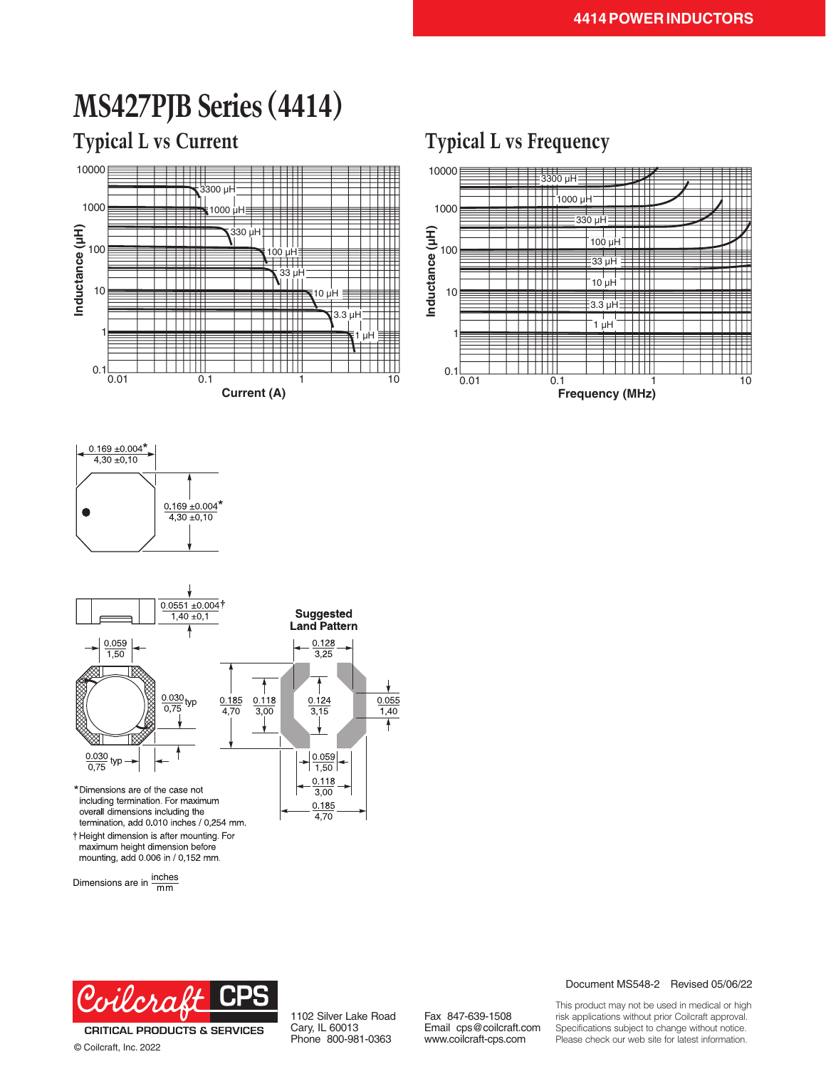# MS427PJB Series (4414)

## Typical L vs Current

10000
1000
100
10
1
0.1
Inductance (µH)

3300 µH
1000 µH
330 µH
100 µH
33 µH
10 µH
3.3 µH
1 µH

0.01
0.1
1
10
Current (A)

## Typical L vs Frequency

10000
1000
100
10
1
0.1
Inductance (µH)

3300 µH
1000 µH
330 µH
100 µH
33 µH
10 µH
3.3 µH
1 µH

0.01
0.1
1
10
Frequency (MHz)

0.169 ±0.004*
4,30 ±0,10

0.169 ±0.004*
4,30 ±0,10

0.0551 ±0.004†
1,40 ±0,1

0.059
1,50

0.030 typ
0,75

0.030 typ
0,75

**Suggested Land Pattern**

0.128
3,25

0.185
4,70

0.118
3,00

0.124
3,15

0.055
1,40

0.059
1,50

0.118
3,00

0.185
4,70

*Dimensions are of the case not including termination. For maximum overall dimensions including the termination, add 0.010 inches / 0,254 mm.

† Height dimension is after mounting. For maximum height dimension before mounting, add 0.006 in / 0,152 mm.

Dimensions are in $\frac{\text{inches}}{\text{mm}}$

Document MS548-2 Revised 05/06/22

Coilcraft CPS
CRITICAL PRODUCTS & SERVICES
© Coilcraft, Inc. 2022

1102 Silver Lake Road
Cary, IL 60013
Phone 800-981-0363

Fax 847-639-1508
Email cps@coilcraft.com
www.coilcraft-cps.com

This product may not be used in medical or high risk applications without prior Coilcraft approval. Specifications subject to change without notice. Please check our web site for latest information.